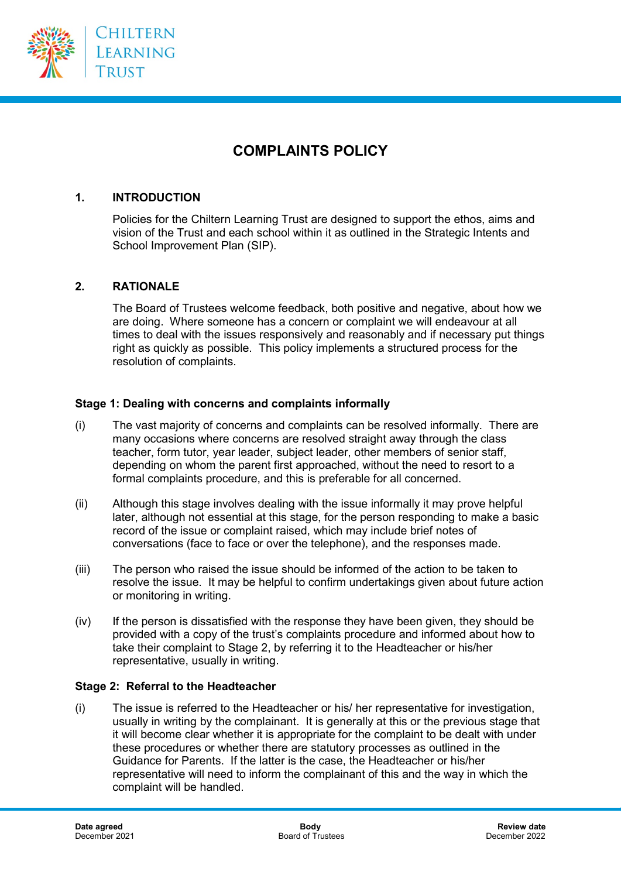# COMPLAINTS POLICY

## 1. INTRODUCTION

Policies for the Chiltern Learning Trust are designed to support the ethos, aims and vision of the Trust and each school within it as outlined in the Strategic Intents and School Improvement Plan (SIP).

## 2. RATIONALE

The Board of Trustees welcome feedback, both positive and negative, about how we are doing. Where someone has a concern or complaint we will endeavour at all times to deal with the issues responsively and reasonably and if necessary put things right as quickly as possible. This policy implements a structured process for the resolution of complaints.

### Stage 1: Dealing with concerns and complaints informally

(i) The vast majority of concerns and complaints can be resolved informally. There are many occasions where concerns are resolved straight away through the class teacher, form tutor, year leader, subject leader, other members of senior staff, depending on whom the parent first approached, without the need to resort to a formal complaints procedure, and this is preferable for all concerned.

(ii) Although this stage involves dealing with the issue informally it may prove helpful later, although not essential at this stage, for the person responding to make a basic record of the issue or complaint raised, which may include brief notes of conversations (face to face or over the telephone), and the responses made.

(iii) The person who raised the issue should be informed of the action to be taken to resolve the issue. It may be helpful to confirm undertakings given about future action or monitoring in writing.

(iv) If the person is dissatisfied with the response they have been given, they should be provided with a copy of the trust's complaints procedure and informed about how to take their complaint to Stage 2, by referring it to the Headteacher or his/her representative, usually in writing.

### Stage 2: Referral to the Headteacher

(i) The issue is referred to the Headteacher or his/ her representative for investigation, usually in writing by the complainant. It is generally at this or the previous stage that it will become clear whether it is appropriate for the complaint to be dealt with under these procedures or whether there are statutory processes as outlined in the Guidance for Parents. If the latter is the case, the Headteacher or his/her representative will need to inform the complainant of this and the way in which the complaint will be handled.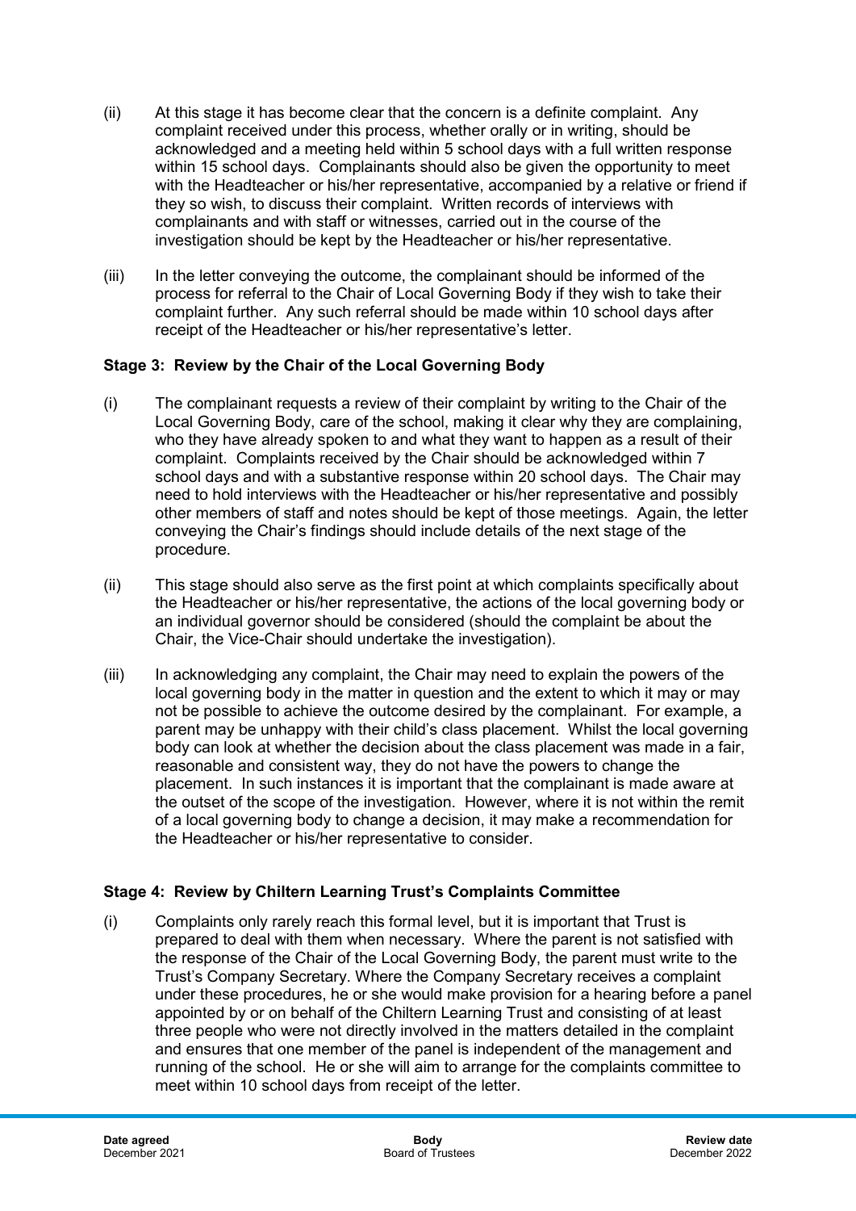(ii) At this stage it has become clear that the concern is a definite complaint. Any complaint received under this process, whether orally or in writing, should be acknowledged and a meeting held within 5 school days with a full written response within 15 school days. Complainants should also be given the opportunity to meet with the Headteacher or his/her representative, accompanied by a relative or friend if they so wish, to discuss their complaint. Written records of interviews with complainants and with staff or witnesses, carried out in the course of the investigation should be kept by the Headteacher or his/her representative.

(iii) In the letter conveying the outcome, the complainant should be informed of the process for referral to the Chair of Local Governing Body if they wish to take their complaint further. Any such referral should be made within 10 school days after receipt of the Headteacher or his/her representative's letter.

**Stage 3: Review by the Chair of the Local Governing Body**

(i) The complainant requests a review of their complaint by writing to the Chair of the Local Governing Body, care of the school, making it clear why they are complaining, who they have already spoken to and what they want to happen as a result of their complaint. Complaints received by the Chair should be acknowledged within 7 school days and with a substantive response within 20 school days. The Chair may need to hold interviews with the Headteacher or his/her representative and possibly other members of staff and notes should be kept of those meetings. Again, the letter conveying the Chair's findings should include details of the next stage of the procedure.

(ii) This stage should also serve as the first point at which complaints specifically about the Headteacher or his/her representative, the actions of the local governing body or an individual governor should be considered (should the complaint be about the Chair, the Vice-Chair should undertake the investigation).

(iii) In acknowledging any complaint, the Chair may need to explain the powers of the local governing body in the matter in question and the extent to which it may or may not be possible to achieve the outcome desired by the complainant. For example, a parent may be unhappy with their child's class placement. Whilst the local governing body can look at whether the decision about the class placement was made in a fair, reasonable and consistent way, they do not have the powers to change the placement. In such instances it is important that the complainant is made aware at the outset of the scope of the investigation. However, where it is not within the remit of a local governing body to change a decision, it may make a recommendation for the Headteacher or his/her representative to consider.

**Stage 4: Review by Chiltern Learning Trust's Complaints Committee**

(i) Complaints only rarely reach this formal level, but it is important that Trust is prepared to deal with them when necessary. Where the parent is not satisfied with the response of the Chair of the Local Governing Body, the parent must write to the Trust's Company Secretary. Where the Company Secretary receives a complaint under these procedures, he or she would make provision for a hearing before a panel appointed by or on behalf of the Chiltern Learning Trust and consisting of at least three people who were not directly involved in the matters detailed in the complaint and ensures that one member of the panel is independent of the management and running of the school. He or she will aim to arrange for the complaints committee to meet within 10 school days from receipt of the letter.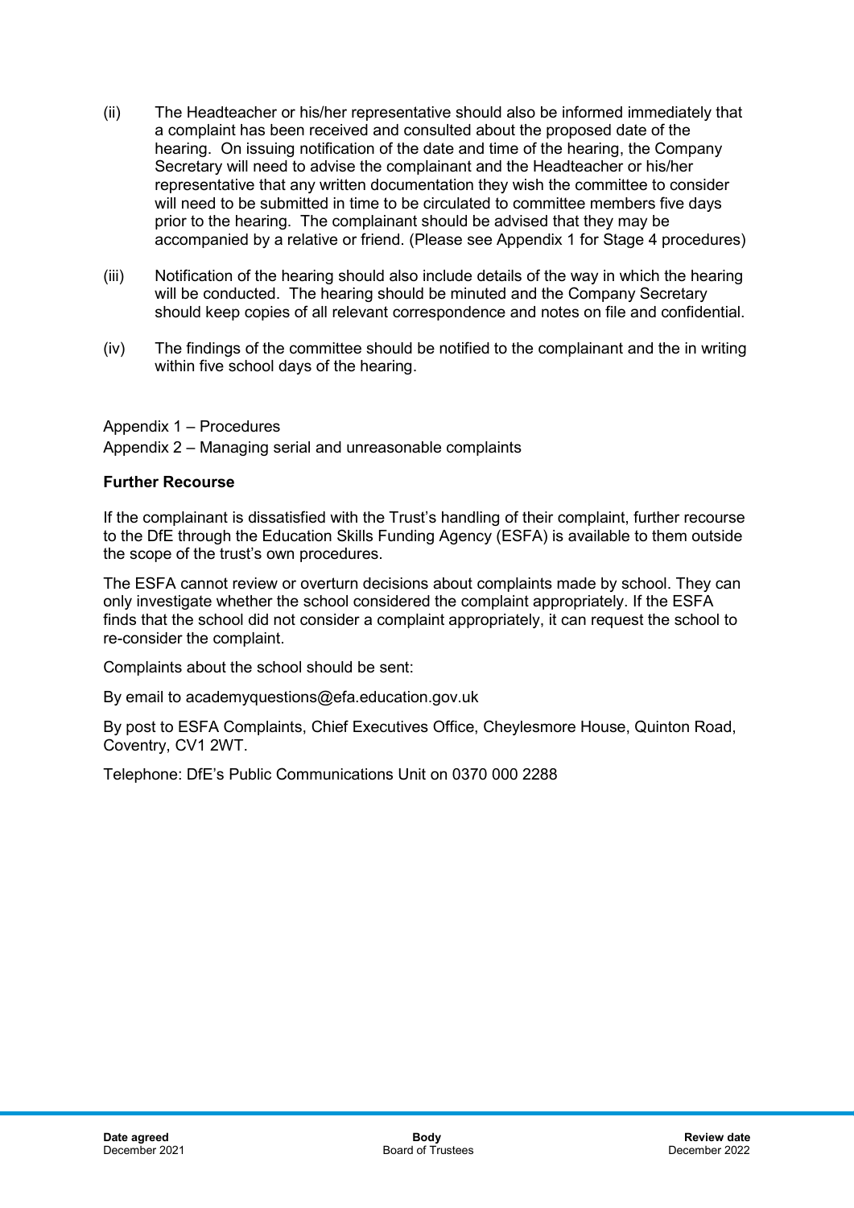(ii) The Headteacher or his/her representative should also be informed immediately that a complaint has been received and consulted about the proposed date of the hearing. On issuing notification of the date and time of the hearing, the Company Secretary will need to advise the complainant and the Headteacher or his/her representative that any written documentation they wish the committee to consider will need to be submitted in time to be circulated to committee members five days prior to the hearing. The complainant should be advised that they may be accompanied by a relative or friend. (Please see Appendix 1 for Stage 4 procedures)

(iii) Notification of the hearing should also include details of the way in which the hearing will be conducted. The hearing should be minuted and the Company Secretary should keep copies of all relevant correspondence and notes on file and confidential.

(iv) The findings of the committee should be notified to the complainant and the in writing within five school days of the hearing.

Appendix 1 – Procedures
Appendix 2 – Managing serial and unreasonable complaints

**Further Recourse**

If the complainant is dissatisfied with the Trust's handling of their complaint, further recourse to the DfE through the Education Skills Funding Agency (ESFA) is available to them outside the scope of the trust's own procedures.

The ESFA cannot review or overturn decisions about complaints made by school. They can only investigate whether the school considered the complaint appropriately. If the ESFA finds that the school did not consider a complaint appropriately, it can request the school to re-consider the complaint.

Complaints about the school should be sent:

By email to academyquestions@efa.education.gov.uk

By post to ESFA Complaints, Chief Executives Office, Cheylesmore House, Quinton Road, Coventry, CV1 2WT.

Telephone: DfE's Public Communications Unit on 0370 000 2288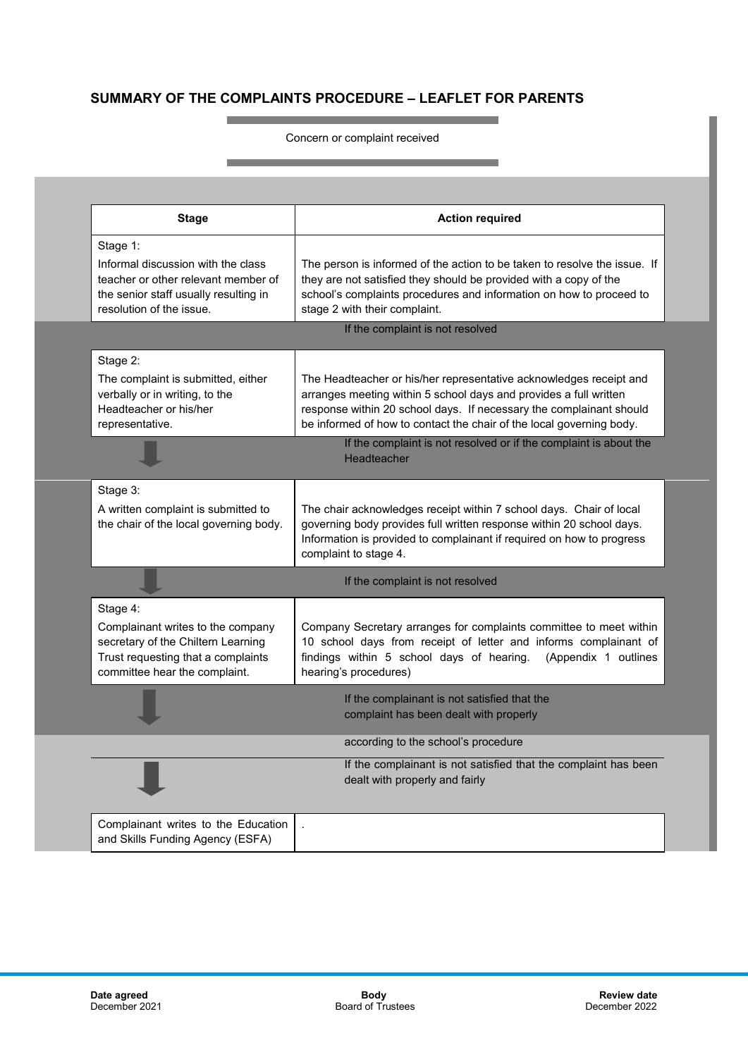## SUMMARY OF THE COMPLAINTS PROCEDURE – LEAFLET FOR PARENTS

Concern or complaint received

| Stage | Action required |
|---|---|
| Stage 1:<br>Informal discussion with the class teacher or other relevant member of the senior staff usually resulting in resolution of the issue. | The person is informed of the action to be taken to resolve the issue. If they are not satisfied they should be provided with a copy of the school's complaints procedures and information on how to proceed to stage 2 with their complaint. |

If the complaint is not resolved

| Stage | Action required |
|---|---|
| Stage 2:<br>The complaint is submitted, either verbally or in writing, to the Headteacher or his/her representative. | The Headteacher or his/her representative acknowledges receipt and arranges meeting within 5 school days and provides a full written response within 20 school days. If necessary the complainant should be informed of how to contact the chair of the local governing body. |

If the complaint is not resolved or if the complaint is about the Headteacher

| Stage | Action required |
|---|---|
| Stage 3:<br>A written complaint is submitted to the chair of the local governing body. | The chair acknowledges receipt within 7 school days. Chair of local governing body provides full written response within 20 school days. Information is provided to complainant if required on how to progress complaint to stage 4. |

If the complaint is not resolved

| Stage | Action required |
|---|---|
| Stage 4:<br>Complainant writes to the company secretary of the Chiltern Learning Trust requesting that a complaints committee hear the complaint. | Company Secretary arranges for complaints committee to meet within 10 school days from receipt of letter and informs complainant of findings within 5 school days of hearing. (Appendix 1 outlines hearing's procedures) |

If the complainant is not satisfied that the complaint has been dealt with properly

according to the school's procedure

If the complainant is not satisfied that the complaint has been dealt with properly and fairly

| | |
|---|---|
| Complainant writes to the Education and Skills Funding Agency (ESFA) | . |

**Date agreed**
December 2021

**Body**
Board of Trustees

**Review date**
December 2022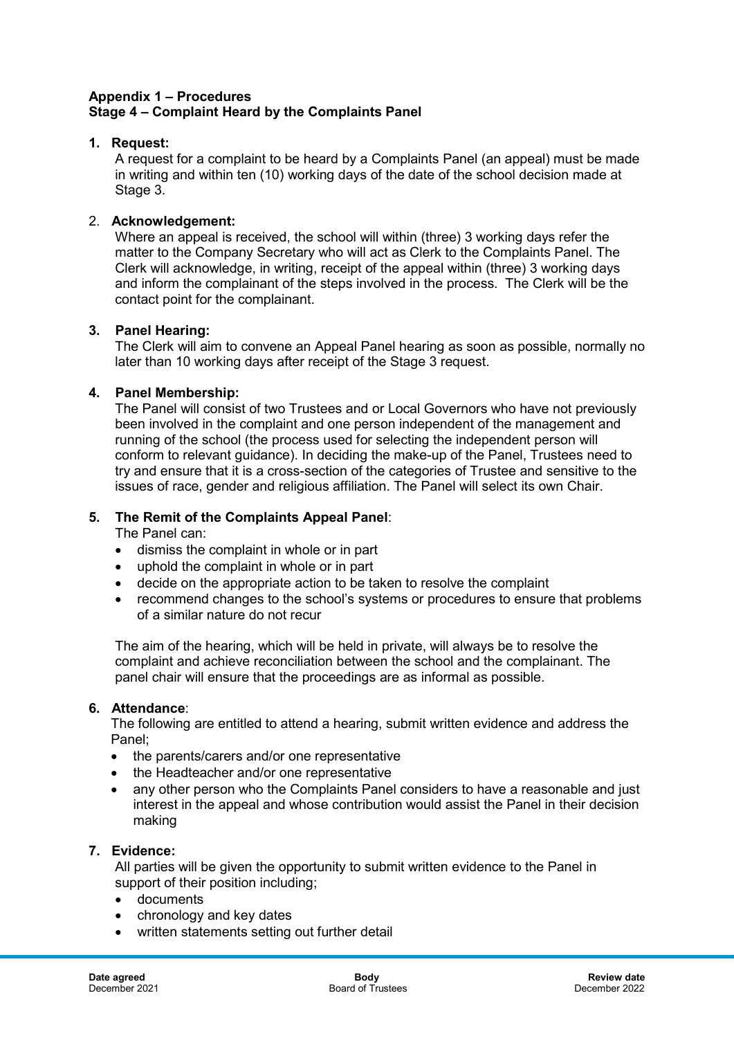**Appendix 1 – Procedures**
**Stage 4 – Complaint Heard by the Complaints Panel**

1. **Request:**
   A request for a complaint to be heard by a Complaints Panel (an appeal) must be made in writing and within ten (10) working days of the date of the school decision made at Stage 3.

2. **Acknowledgement:**
   Where an appeal is received, the school will within (three) 3 working days refer the matter to the Company Secretary who will act as Clerk to the Complaints Panel. The Clerk will acknowledge, in writing, receipt of the appeal within (three) 3 working days and inform the complainant of the steps involved in the process. The Clerk will be the contact point for the complainant.

3. **Panel Hearing:**
   The Clerk will aim to convene an Appeal Panel hearing as soon as possible, normally no later than 10 working days after receipt of the Stage 3 request.

4. **Panel Membership:**
   The Panel will consist of two Trustees and or Local Governors who have not previously been involved in the complaint and one person independent of the management and running of the school (the process used for selecting the independent person will conform to relevant guidance). In deciding the make-up of the Panel, Trustees need to try and ensure that it is a cross-section of the categories of Trustee and sensitive to the issues of race, gender and religious affiliation. The Panel will select its own Chair.

5. **The Remit of the Complaints Appeal Panel**:
   The Panel can:
   - dismiss the complaint in whole or in part
   - uphold the complaint in whole or in part
   - decide on the appropriate action to be taken to resolve the complaint
   - recommend changes to the school's systems or procedures to ensure that problems of a similar nature do not recur

   The aim of the hearing, which will be held in private, will always be to resolve the complaint and achieve reconciliation between the school and the complainant. The panel chair will ensure that the proceedings are as informal as possible.

6. **Attendance**:
   The following are entitled to attend a hearing, submit written evidence and address the Panel;
   - the parents/carers and/or one representative
   - the Headteacher and/or one representative
   - any other person who the Complaints Panel considers to have a reasonable and just interest in the appeal and whose contribution would assist the Panel in their decision making

7. **Evidence:**
   All parties will be given the opportunity to submit written evidence to the Panel in support of their position including;
   - documents
   - chronology and key dates
   - written statements setting out further detail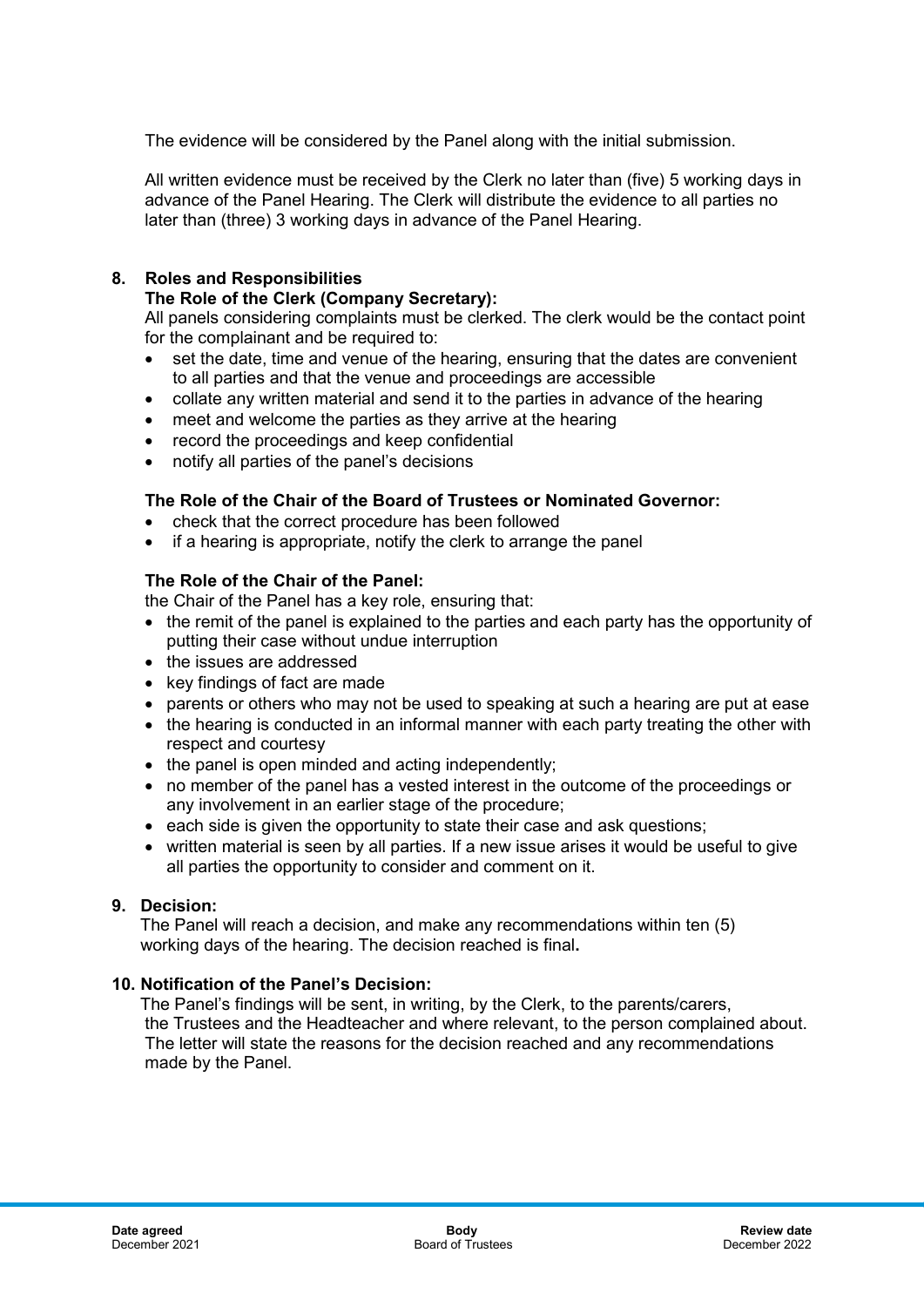The evidence will be considered by the Panel along with the initial submission.

All written evidence must be received by the Clerk no later than (five) 5 working days in advance of the Panel Hearing. The Clerk will distribute the evidence to all parties no later than (three) 3 working days in advance of the Panel Hearing.

## 8. Roles and Responsibilities

**The Role of the Clerk (Company Secretary):**

All panels considering complaints must be clerked. The clerk would be the contact point for the complainant and be required to:

- set the date, time and venue of the hearing, ensuring that the dates are convenient to all parties and that the venue and proceedings are accessible
- collate any written material and send it to the parties in advance of the hearing
- meet and welcome the parties as they arrive at the hearing
- record the proceedings and keep confidential
- notify all parties of the panel's decisions

**The Role of the Chair of the Board of Trustees or Nominated Governor:**

- check that the correct procedure has been followed
- if a hearing is appropriate, notify the clerk to arrange the panel

**The Role of the Chair of the Panel:**

the Chair of the Panel has a key role, ensuring that:

- the remit of the panel is explained to the parties and each party has the opportunity of putting their case without undue interruption
- the issues are addressed
- key findings of fact are made
- parents or others who may not be used to speaking at such a hearing are put at ease
- the hearing is conducted in an informal manner with each party treating the other with respect and courtesy
- the panel is open minded and acting independently;
- no member of the panel has a vested interest in the outcome of the proceedings or any involvement in an earlier stage of the procedure;
- each side is given the opportunity to state their case and ask questions;
- written material is seen by all parties. If a new issue arises it would be useful to give all parties the opportunity to consider and comment on it.

## 9. Decision:

The Panel will reach a decision, and make any recommendations within ten (5) working days of the hearing. The decision reached is final**.**

## 10. Notification of the Panel's Decision:

The Panel's findings will be sent, in writing, by the Clerk, to the parents/carers, the Trustees and the Headteacher and where relevant, to the person complained about. The letter will state the reasons for the decision reached and any recommendations made by the Panel.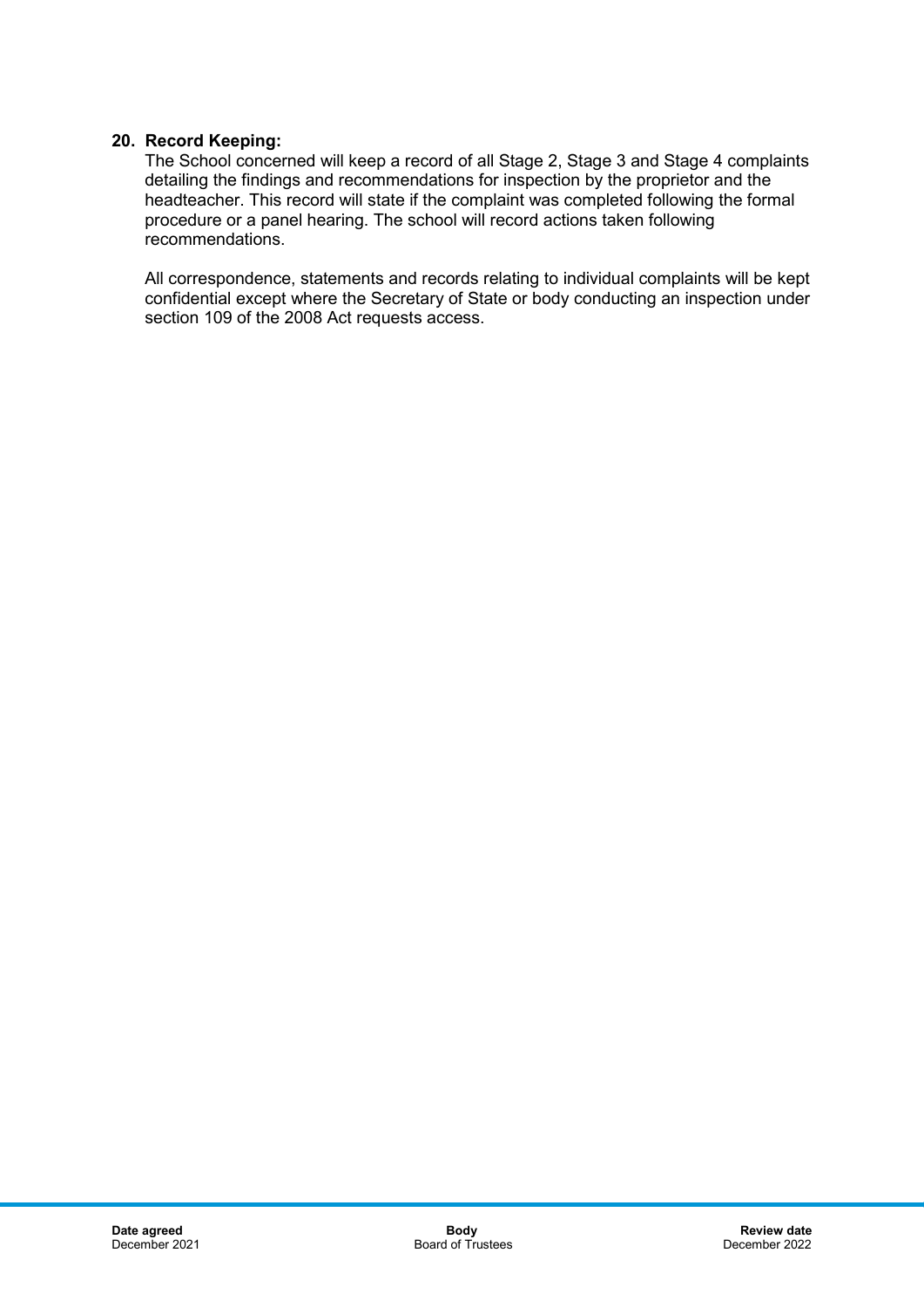**20. Record Keeping:**

The School concerned will keep a record of all Stage 2, Stage 3 and Stage 4 complaints detailing the findings and recommendations for inspection by the proprietor and the headteacher. This record will state if the complaint was completed following the formal procedure or a panel hearing. The school will record actions taken following recommendations.

All correspondence, statements and records relating to individual complaints will be kept confidential except where the Secretary of State or body conducting an inspection under section 109 of the 2008 Act requests access.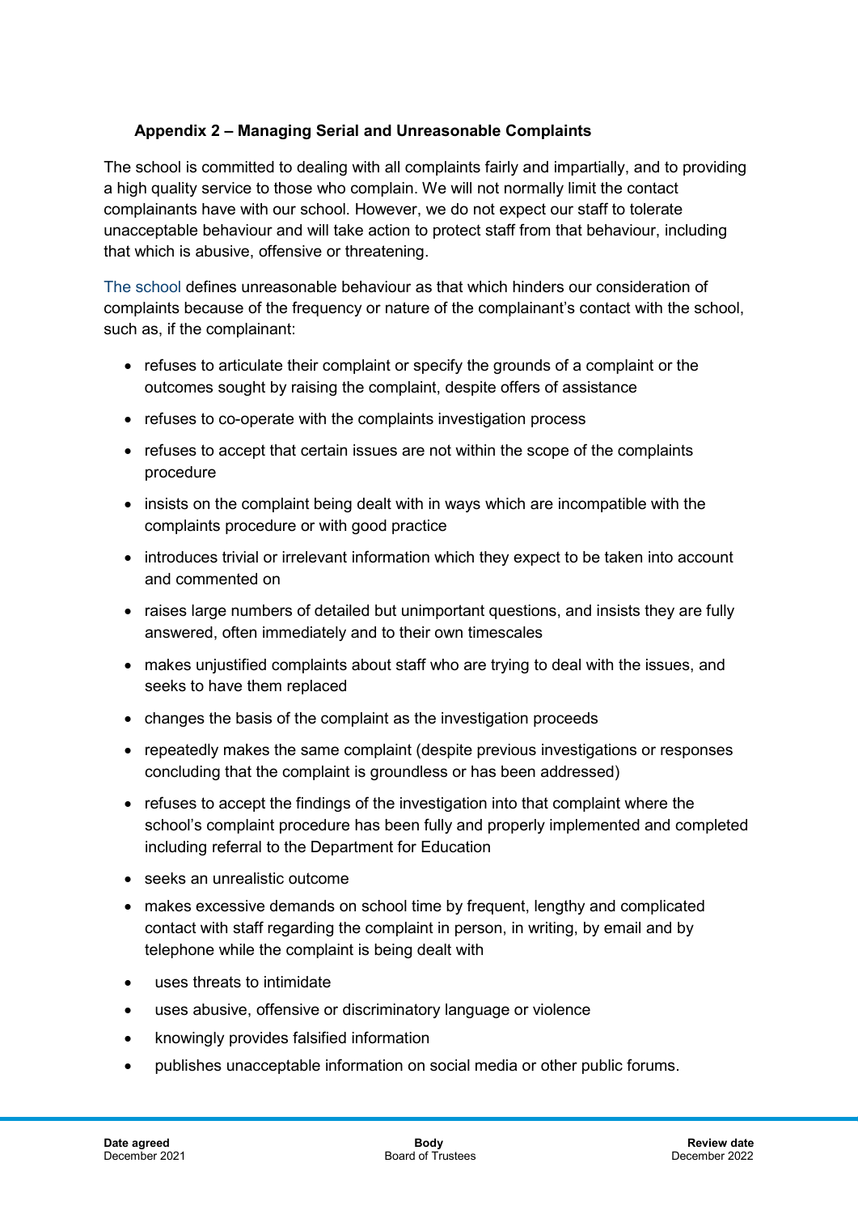## Appendix 2 – Managing Serial and Unreasonable Complaints

The school is committed to dealing with all complaints fairly and impartially, and to providing a high quality service to those who complain. We will not normally limit the contact complainants have with our school. However, we do not expect our staff to tolerate unacceptable behaviour and will take action to protect staff from that behaviour, including that which is abusive, offensive or threatening.

The school defines unreasonable behaviour as that which hinders our consideration of complaints because of the frequency or nature of the complainant's contact with the school, such as, if the complainant:

- refuses to articulate their complaint or specify the grounds of a complaint or the outcomes sought by raising the complaint, despite offers of assistance
- refuses to co-operate with the complaints investigation process
- refuses to accept that certain issues are not within the scope of the complaints procedure
- insists on the complaint being dealt with in ways which are incompatible with the complaints procedure or with good practice
- introduces trivial or irrelevant information which they expect to be taken into account and commented on
- raises large numbers of detailed but unimportant questions, and insists they are fully answered, often immediately and to their own timescales
- makes unjustified complaints about staff who are trying to deal with the issues, and seeks to have them replaced
- changes the basis of the complaint as the investigation proceeds
- repeatedly makes the same complaint (despite previous investigations or responses concluding that the complaint is groundless or has been addressed)
- refuses to accept the findings of the investigation into that complaint where the school's complaint procedure has been fully and properly implemented and completed including referral to the Department for Education
- seeks an unrealistic outcome
- makes excessive demands on school time by frequent, lengthy and complicated contact with staff regarding the complaint in person, in writing, by email and by telephone while the complaint is being dealt with
- uses threats to intimidate
- uses abusive, offensive or discriminatory language or violence
- knowingly provides falsified information
- publishes unacceptable information on social media or other public forums.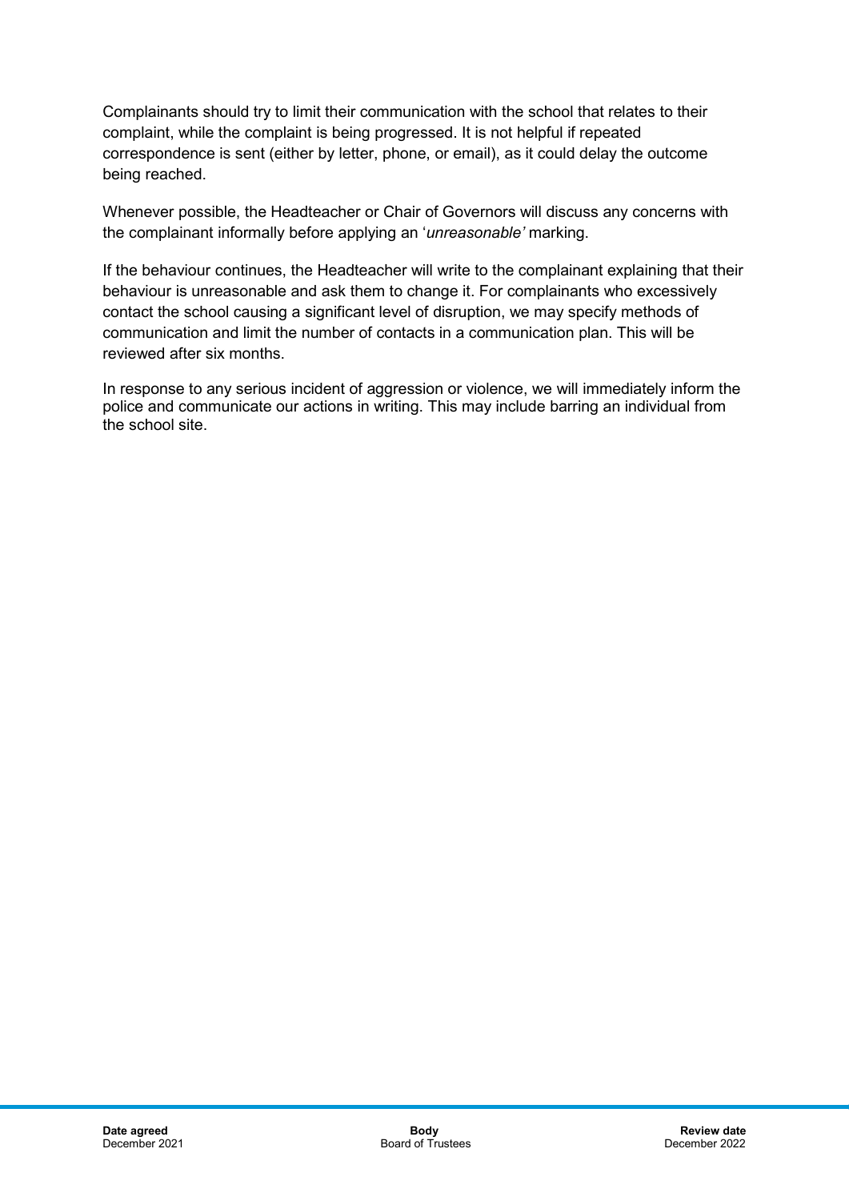Complainants should try to limit their communication with the school that relates to their complaint, while the complaint is being progressed. It is not helpful if repeated correspondence is sent (either by letter, phone, or email), as it could delay the outcome being reached.

Whenever possible, the Headteacher or Chair of Governors will discuss any concerns with the complainant informally before applying an '*unreasonable'* marking.

If the behaviour continues, the Headteacher will write to the complainant explaining that their behaviour is unreasonable and ask them to change it. For complainants who excessively contact the school causing a significant level of disruption, we may specify methods of communication and limit the number of contacts in a communication plan. This will be reviewed after six months.

In response to any serious incident of aggression or violence, we will immediately inform the police and communicate our actions in writing. This may include barring an individual from the school site.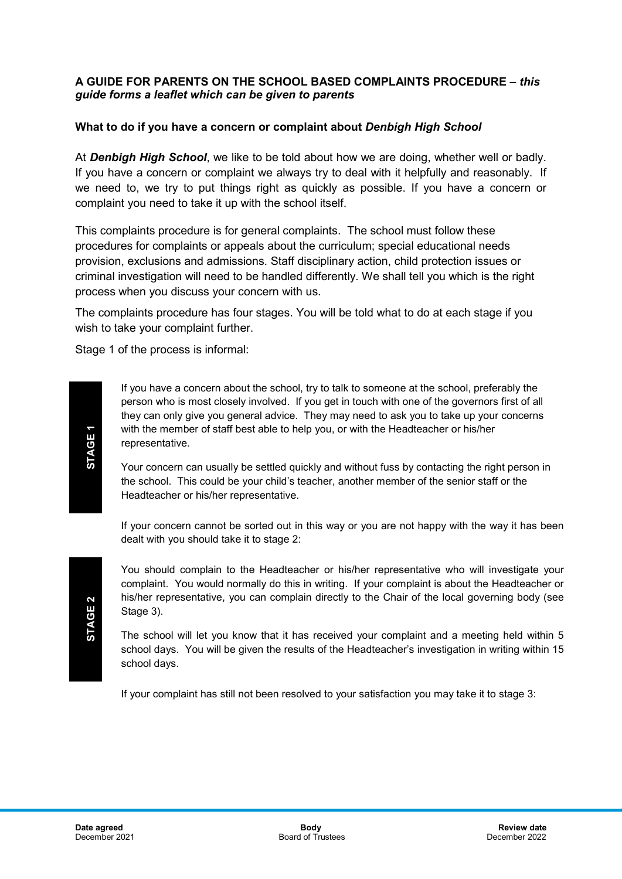**A GUIDE FOR PARENTS ON THE SCHOOL BASED COMPLAINTS PROCEDURE –** ***this guide forms a leaflet which can be given to parents***

**What to do if you have a concern or complaint about** ***Denbigh High School***

At ***Denbigh High School***, we like to be told about how we are doing, whether well or badly. If you have a concern or complaint we always try to deal with it helpfully and reasonably. If we need to, we try to put things right as quickly as possible. If you have a concern or complaint you need to take it up with the school itself.

This complaints procedure is for general complaints. The school must follow these procedures for complaints or appeals about the curriculum; special educational needs provision, exclusions and admissions. Staff disciplinary action, child protection issues or criminal investigation will need to be handled differently. We shall tell you which is the right process when you discuss your concern with us.

The complaints procedure has four stages. You will be told what to do at each stage if you wish to take your complaint further.

Stage 1 of the process is informal:

**STAGE 1**

If you have a concern about the school, try to talk to someone at the school, preferably the person who is most closely involved. If you get in touch with one of the governors first of all they can only give you general advice. They may need to ask you to take up your concerns with the member of staff best able to help you, or with the Headteacher or his/her representative.

Your concern can usually be settled quickly and without fuss by contacting the right person in the school. This could be your child's teacher, another member of the senior staff or the Headteacher or his/her representative.

If your concern cannot be sorted out in this way or you are not happy with the way it has been dealt with you should take it to stage 2:

**STAGE 2**

You should complain to the Headteacher or his/her representative who will investigate your complaint. You would normally do this in writing. If your complaint is about the Headteacher or his/her representative, you can complain directly to the Chair of the local governing body (see Stage 3).

The school will let you know that it has received your complaint and a meeting held within 5 school days. You will be given the results of the Headteacher's investigation in writing within 15 school days.

If your complaint has still not been resolved to your satisfaction you may take it to stage 3:

| **Date agreed** | **Body** | **Review date** |
|---|---|---|
| December 2021 | Board of Trustees | December 2022 |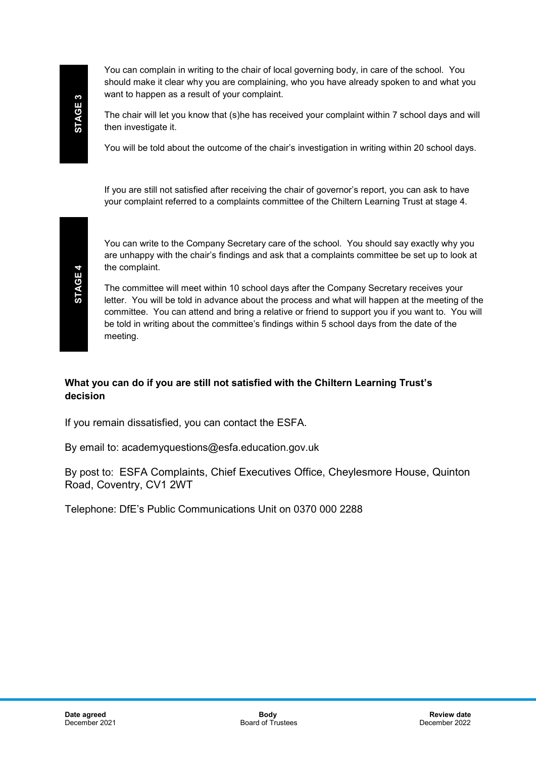**STAGE 3**

You can complain in writing to the chair of local governing body, in care of the school. You should make it clear why you are complaining, who you have already spoken to and what you want to happen as a result of your complaint.

The chair will let you know that (s)he has received your complaint within 7 school days and will then investigate it.

You will be told about the outcome of the chair's investigation in writing within 20 school days.

If you are still not satisfied after receiving the chair of governor's report, you can ask to have your complaint referred to a complaints committee of the Chiltern Learning Trust at stage 4.

**STAGE 4**

You can write to the Company Secretary care of the school. You should say exactly why you are unhappy with the chair's findings and ask that a complaints committee be set up to look at the complaint.

The committee will meet within 10 school days after the Company Secretary receives your letter. You will be told in advance about the process and what will happen at the meeting of the committee. You can attend and bring a relative or friend to support you if you want to. You will be told in writing about the committee's findings within 5 school days from the date of the meeting.

**What you can do if you are still not satisfied with the Chiltern Learning Trust's decision**

If you remain dissatisfied, you can contact the ESFA.

By email to: academyquestions@esfa.education.gov.uk

By post to: ESFA Complaints, Chief Executives Office, Cheylesmore House, Quinton Road, Coventry, CV1 2WT

Telephone: DfE's Public Communications Unit on 0370 000 2288

| Date agreed | Body | Review date |
|---|---|---|
| December 2021 | Board of Trustees | December 2022 |